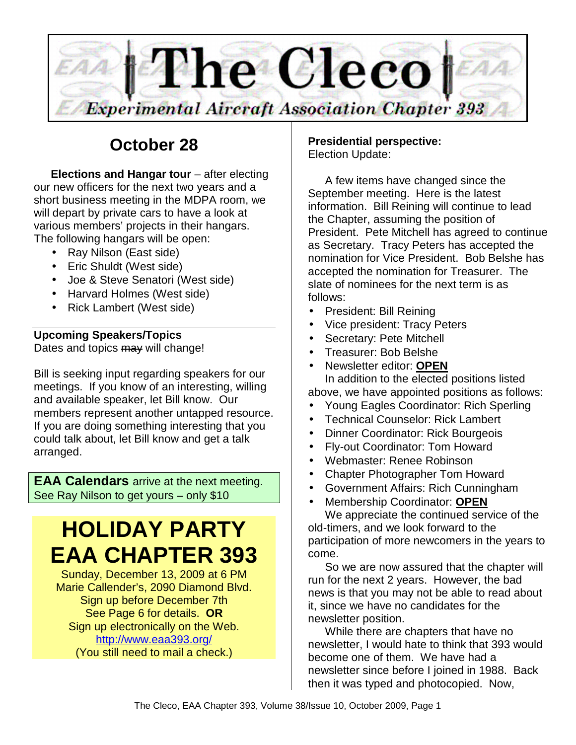# The Cleco

*Experimental Aircraft Association Chapter 393*

## October 28

**Elections and Hangar tour** – after electing our new officers for the next two years and a short business meeting in the MDPA room, we will depart by private cars to have a look at various members' projects in their hangars. The following hangars will be open:

- Ray Nilson (East side)
- Eric Shuldt (West side)
- Joe & Steve Senatori (West side)
- Harvard Holmes (West side)
- Rick Lambert (West side)

### Upcoming Speakers/Topics

Dates and topics ~~may~~ will change!

Bill is seeking input regarding speakers for our meetings. If you know of an interesting, willing and available speaker, let Bill know. Our members represent another untapped resource. If you are doing something interesting that you could talk about, let Bill know and get a talk arranged.

**EAA Calendars** arrive at the next meeting. See Ray Nilson to get yours – only $10

## HOLIDAY PARTY EAA CHAPTER 393

Sunday, December 13, 2009 at 6 PM
Marie Callender's, 2090 Diamond Blvd.
Sign up before December 7th
See Page 6 for details. **OR**
Sign up electronically on the Web.
http://www.eaa393.org/
(You still need to mail a check.)

### Presidential perspective:

Election Update:

A few items have changed since the September meeting. Here is the latest information. Bill Reining will continue to lead the Chapter, assuming the position of President. Pete Mitchell has agreed to continue as Secretary. Tracy Peters has accepted the nomination for Vice President. Bob Belshe has accepted the nomination for Treasurer. The slate of nominees for the next term is as follows:

- President: Bill Reining
- Vice president: Tracy Peters
- Secretary: Pete Mitchell
- Treasurer: Bob Belshe
- Newsletter editor: **OPEN**

In addition to the elected positions listed above, we have appointed positions as follows:

- Young Eagles Coordinator: Rich Sperling
- Technical Counselor: Rick Lambert
- Dinner Coordinator: Rick Bourgeois
- Fly-out Coordinator: Tom Howard
- Webmaster: Renee Robinson
- Chapter Photographer Tom Howard
- Government Affairs: Rich Cunningham
- Membership Coordinator: **OPEN**

We appreciate the continued service of the old-timers, and we look forward to the participation of more newcomers in the years to come.

So we are now assured that the chapter will run for the next 2 years. However, the bad news is that you may not be able to read about it, since we have no candidates for the newsletter position.

While there are chapters that have no newsletter, I would hate to think that 393 would become one of them. We have had a newsletter since before I joined in 1988. Back then it was typed and photocopied. Now,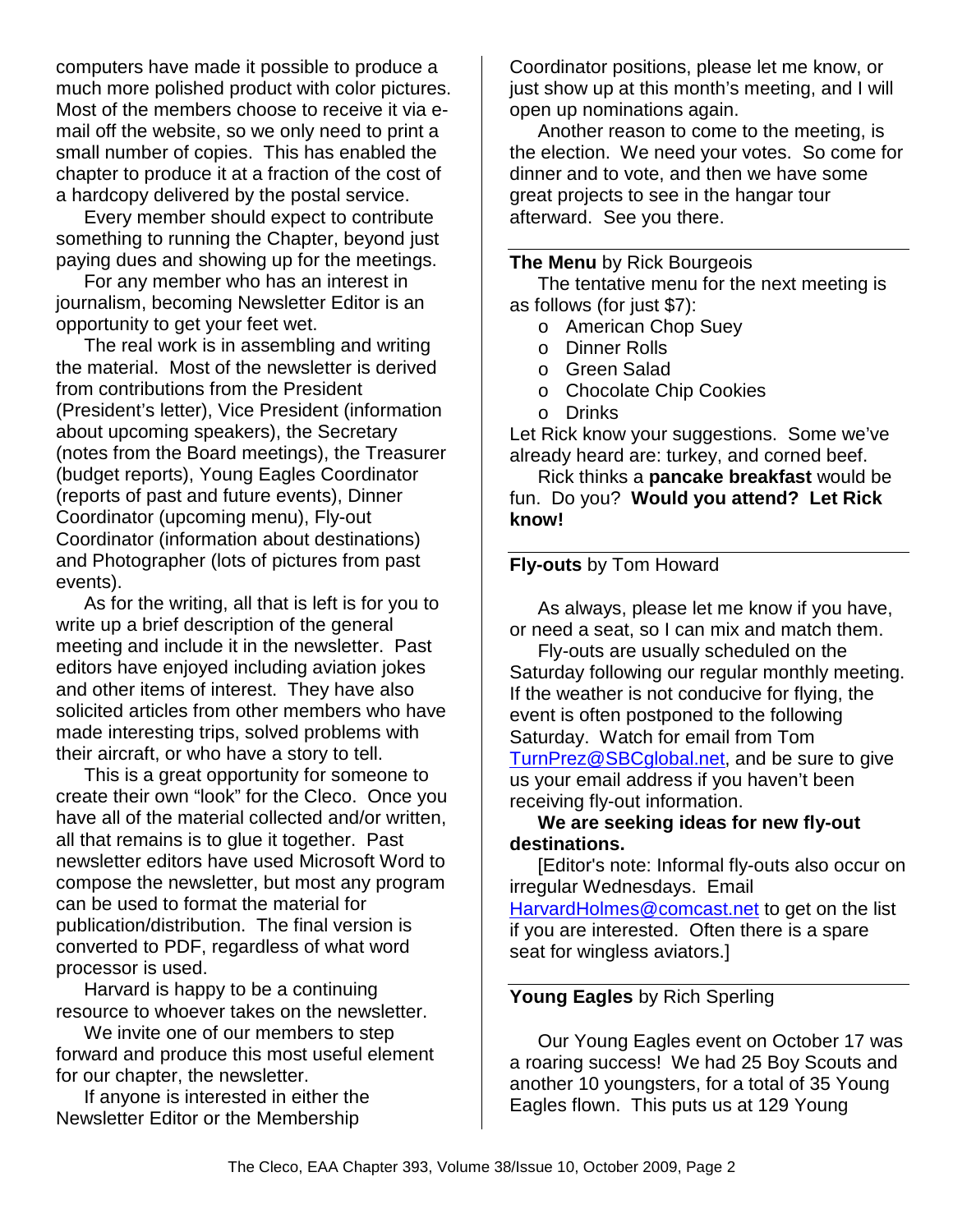computers have made it possible to produce a much more polished product with color pictures. Most of the members choose to receive it via e-mail off the website, so we only need to print a small number of copies. This has enabled the chapter to produce it at a fraction of the cost of a hardcopy delivered by the postal service.

Every member should expect to contribute something to running the Chapter, beyond just paying dues and showing up for the meetings.

For any member who has an interest in journalism, becoming Newsletter Editor is an opportunity to get your feet wet.

The real work is in assembling and writing the material. Most of the newsletter is derived from contributions from the President (President's letter), Vice President (information about upcoming speakers), the Secretary (notes from the Board meetings), the Treasurer (budget reports), Young Eagles Coordinator (reports of past and future events), Dinner Coordinator (upcoming menu), Fly-out Coordinator (information about destinations) and Photographer (lots of pictures from past events).

As for the writing, all that is left is for you to write up a brief description of the general meeting and include it in the newsletter. Past editors have enjoyed including aviation jokes and other items of interest. They have also solicited articles from other members who have made interesting trips, solved problems with their aircraft, or who have a story to tell.

This is a great opportunity for someone to create their own "look" for the Cleco. Once you have all of the material collected and/or written, all that remains is to glue it together. Past newsletter editors have used Microsoft Word to compose the newsletter, but most any program can be used to format the material for publication/distribution. The final version is converted to PDF, regardless of what word processor is used.

Harvard is happy to be a continuing resource to whoever takes on the newsletter.

We invite one of our members to step forward and produce this most useful element for our chapter, the newsletter.

If anyone is interested in either the Newsletter Editor or the Membership Coordinator positions, please let me know, or just show up at this month's meeting, and I will open up nominations again.

Another reason to come to the meeting, is the election. We need your votes. So come for dinner and to vote, and then we have some great projects to see in the hangar tour afterward. See you there.

---

**The Menu** by Rick Bourgeois

The tentative menu for the next meeting is as follows (for just $7):

- American Chop Suey
- Dinner Rolls
- Green Salad
- Chocolate Chip Cookies
- Drinks

Let Rick know your suggestions. Some we've already heard are: turkey, and corned beef.

Rick thinks a **pancake breakfast** would be fun. Do you? **Would you attend? Let Rick know!**

---

**Fly-outs** by Tom Howard

As always, please let me know if you have, or need a seat, so I can mix and match them.

Fly-outs are usually scheduled on the Saturday following our regular monthly meeting. If the weather is not conducive for flying, the event is often postponed to the following Saturday. Watch for email from Tom TurnPrez@SBCglobal.net, and be sure to give us your email address if you haven't been receiving fly-out information.

**We are seeking ideas for new fly-out destinations.**

[Editor's note: Informal fly-outs also occur on irregular Wednesdays. Email HarvardHolmes@comcast.net to get on the list if you are interested. Often there is a spare seat for wingless aviators.]

---

**Young Eagles** by Rich Sperling

Our Young Eagles event on October 17 was a roaring success! We had 25 Boy Scouts and another 10 youngsters, for a total of 35 Young Eagles flown. This puts us at 129 Young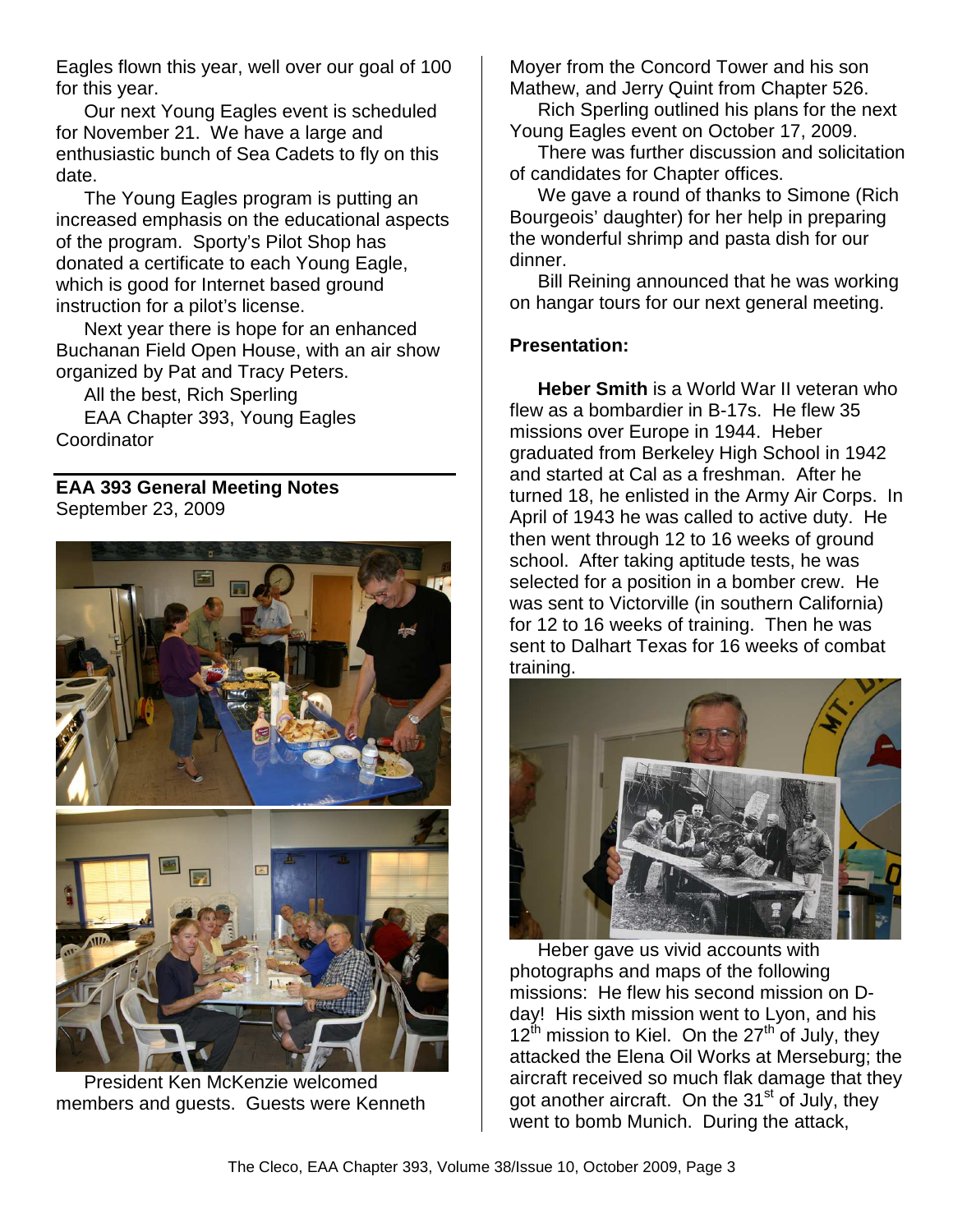Eagles flown this year, well over our goal of 100 for this year.

Our next Young Eagles event is scheduled for November 21. We have a large and enthusiastic bunch of Sea Cadets to fly on this date.

The Young Eagles program is putting an increased emphasis on the educational aspects of the program. Sporty's Pilot Shop has donated a certificate to each Young Eagle, which is good for Internet based ground instruction for a pilot's license.

Next year there is hope for an enhanced Buchanan Field Open House, with an air show organized by Pat and Tracy Peters.

All the best, Rich Sperling

EAA Chapter 393, Young Eagles Coordinator

**EAA 393 General Meeting Notes**
September 23, 2009

President Ken McKenzie welcomed members and guests. Guests were Kenneth Moyer from the Concord Tower and his son Mathew, and Jerry Quint from Chapter 526.

Rich Sperling outlined his plans for the next Young Eagles event on October 17, 2009.

There was further discussion and solicitation of candidates for Chapter offices.

We gave a round of thanks to Simone (Rich Bourgeois' daughter) for her help in preparing the wonderful shrimp and pasta dish for our dinner.

Bill Reining announced that he was working on hangar tours for our next general meeting.

**Presentation:**

**Heber Smith** is a World War II veteran who flew as a bombardier in B-17s. He flew 35 missions over Europe in 1944. Heber graduated from Berkeley High School in 1942 and started at Cal as a freshman. After he turned 18, he enlisted in the Army Air Corps. In April of 1943 he was called to active duty. He then went through 12 to 16 weeks of ground school. After taking aptitude tests, he was selected for a position in a bomber crew. He was sent to Victorville (in southern California) for 12 to 16 weeks of training. Then he was sent to Dalhart Texas for 16 weeks of combat training.

Heber gave us vivid accounts with photographs and maps of the following missions: He flew his second mission on D-day! His sixth mission went to Lyon, and his 12th mission to Kiel. On the 27th of July, they attacked the Elena Oil Works at Merseburg; the aircraft received so much flak damage that they got another aircraft. On the 31st of July, they went to bomb Munich. During the attack,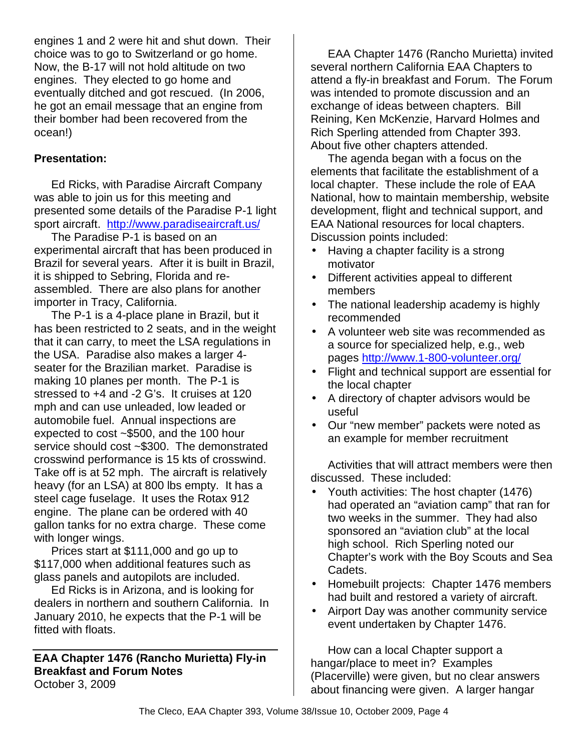engines 1 and 2 were hit and shut down. Their choice was to go to Switzerland or go home. Now, the B-17 will not hold altitude on two engines. They elected to go home and eventually ditched and got rescued. (In 2006, he got an email message that an engine from their bomber had been recovered from the ocean!)

**Presentation:**

Ed Ricks, with Paradise Aircraft Company was able to join us for this meeting and presented some details of the Paradise P-1 light sport aircraft. http://www.paradiseaircraft.us/

The Paradise P-1 is based on an experimental aircraft that has been produced in Brazil for several years. After it is built in Brazil, it is shipped to Sebring, Florida and re-assembled. There are also plans for another importer in Tracy, California.

The P-1 is a 4-place plane in Brazil, but it has been restricted to 2 seats, and in the weight that it can carry, to meet the LSA regulations in the USA. Paradise also makes a larger 4-seater for the Brazilian market. Paradise is making 10 planes per month. The P-1 is stressed to +4 and -2 G's. It cruises at 120 mph and can use unleaded, low leaded or automobile fuel. Annual inspections are expected to cost ~$500, and the 100 hour service should cost ~$300. The demonstrated crosswind performance is 15 kts of crosswind. Take off is at 52 mph. The aircraft is relatively heavy (for an LSA) at 800 lbs empty. It has a steel cage fuselage. It uses the Rotax 912 engine. The plane can be ordered with 40 gallon tanks for no extra charge. These come with longer wings.

Prices start at $111,000 and go up to $117,000 when additional features such as glass panels and autopilots are included.

Ed Ricks is in Arizona, and is looking for dealers in northern and southern California. In January 2010, he expects that the P-1 will be fitted with floats.

**EAA Chapter 1476 (Rancho Murietta) Fly-in Breakfast and Forum Notes**
October 3, 2009

EAA Chapter 1476 (Rancho Murietta) invited several northern California EAA Chapters to attend a fly-in breakfast and Forum. The Forum was intended to promote discussion and an exchange of ideas between chapters. Bill Reining, Ken McKenzie, Harvard Holmes and Rich Sperling attended from Chapter 393. About five other chapters attended.

The agenda began with a focus on the elements that facilitate the establishment of a local chapter. These include the role of EAA National, how to maintain membership, website development, flight and technical support, and EAA National resources for local chapters. Discussion points included:

- Having a chapter facility is a strong motivator
- Different activities appeal to different members
- The national leadership academy is highly recommended
- A volunteer web site was recommended as a source for specialized help, e.g., web pages http://www.1-800-volunteer.org/
- Flight and technical support are essential for the local chapter
- A directory of chapter advisors would be useful
- Our "new member" packets were noted as an example for member recruitment

Activities that will attract members were then discussed. These included:

- Youth activities: The host chapter (1476) had operated an "aviation camp" that ran for two weeks in the summer. They had also sponsored an "aviation club" at the local high school. Rich Sperling noted our Chapter's work with the Boy Scouts and Sea Cadets.
- Homebuilt projects: Chapter 1476 members had built and restored a variety of aircraft.
- Airport Day was another community service event undertaken by Chapter 1476.

How can a local Chapter support a hangar/place to meet in? Examples (Placerville) were given, but no clear answers about financing were given. A larger hangar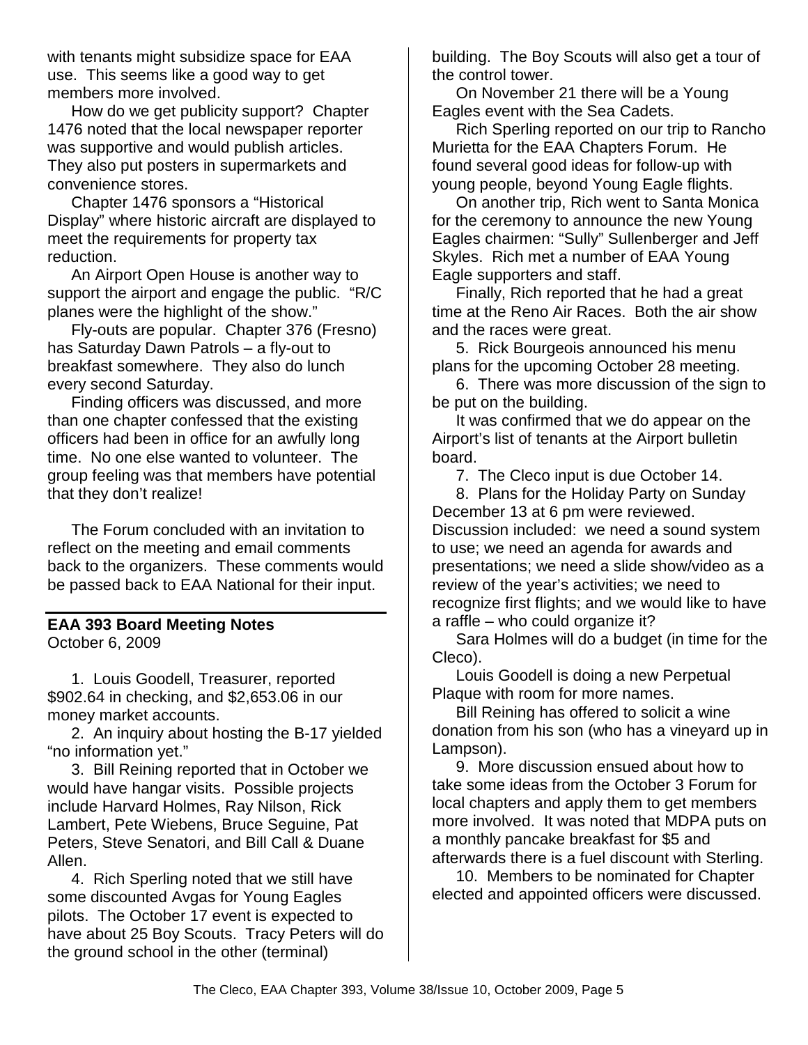with tenants might subsidize space for EAA use. This seems like a good way to get members more involved.

How do we get publicity support? Chapter 1476 noted that the local newspaper reporter was supportive and would publish articles. They also put posters in supermarkets and convenience stores.

Chapter 1476 sponsors a "Historical Display" where historic aircraft are displayed to meet the requirements for property tax reduction.

An Airport Open House is another way to support the airport and engage the public. "R/C planes were the highlight of the show."

Fly-outs are popular. Chapter 376 (Fresno) has Saturday Dawn Patrols – a fly-out to breakfast somewhere. They also do lunch every second Saturday.

Finding officers was discussed, and more than one chapter confessed that the existing officers had been in office for an awfully long time. No one else wanted to volunteer. The group feeling was that members have potential that they don't realize!

The Forum concluded with an invitation to reflect on the meeting and email comments back to the organizers. These comments would be passed back to EAA National for their input.

## EAA 393 Board Meeting Notes

October 6, 2009

1. Louis Goodell, Treasurer, reported $902.64 in checking, and $2,653.06 in our money market accounts.

2. An inquiry about hosting the B-17 yielded "no information yet."

3. Bill Reining reported that in October we would have hangar visits. Possible projects include Harvard Holmes, Ray Nilson, Rick Lambert, Pete Wiebens, Bruce Seguine, Pat Peters, Steve Senatori, and Bill Call & Duane Allen.

4. Rich Sperling noted that we still have some discounted Avgas for Young Eagles pilots. The October 17 event is expected to have about 25 Boy Scouts. Tracy Peters will do the ground school in the other (terminal) building. The Boy Scouts will also get a tour of the control tower.

On November 21 there will be a Young Eagles event with the Sea Cadets.

Rich Sperling reported on our trip to Rancho Murietta for the EAA Chapters Forum. He found several good ideas for follow-up with young people, beyond Young Eagle flights.

On another trip, Rich went to Santa Monica for the ceremony to announce the new Young Eagles chairmen: "Sully" Sullenberger and Jeff Skyles. Rich met a number of EAA Young Eagle supporters and staff.

Finally, Rich reported that he had a great time at the Reno Air Races. Both the air show and the races were great.

5. Rick Bourgeois announced his menu plans for the upcoming October 28 meeting.

6. There was more discussion of the sign to be put on the building.

It was confirmed that we do appear on the Airport's list of tenants at the Airport bulletin board.

7. The Cleco input is due October 14.

8. Plans for the Holiday Party on Sunday December 13 at 6 pm were reviewed. Discussion included: we need a sound system to use; we need an agenda for awards and presentations; we need a slide show/video as a review of the year's activities; we need to recognize first flights; and we would like to have a raffle – who could organize it?

Sara Holmes will do a budget (in time for the Cleco).

Louis Goodell is doing a new Perpetual Plaque with room for more names.

Bill Reining has offered to solicit a wine donation from his son (who has a vineyard up in Lampson).

9. More discussion ensued about how to take some ideas from the October 3 Forum for local chapters and apply them to get members more involved. It was noted that MDPA puts on a monthly pancake breakfast for $5 and afterwards there is a fuel discount with Sterling.

10. Members to be nominated for Chapter elected and appointed officers were discussed.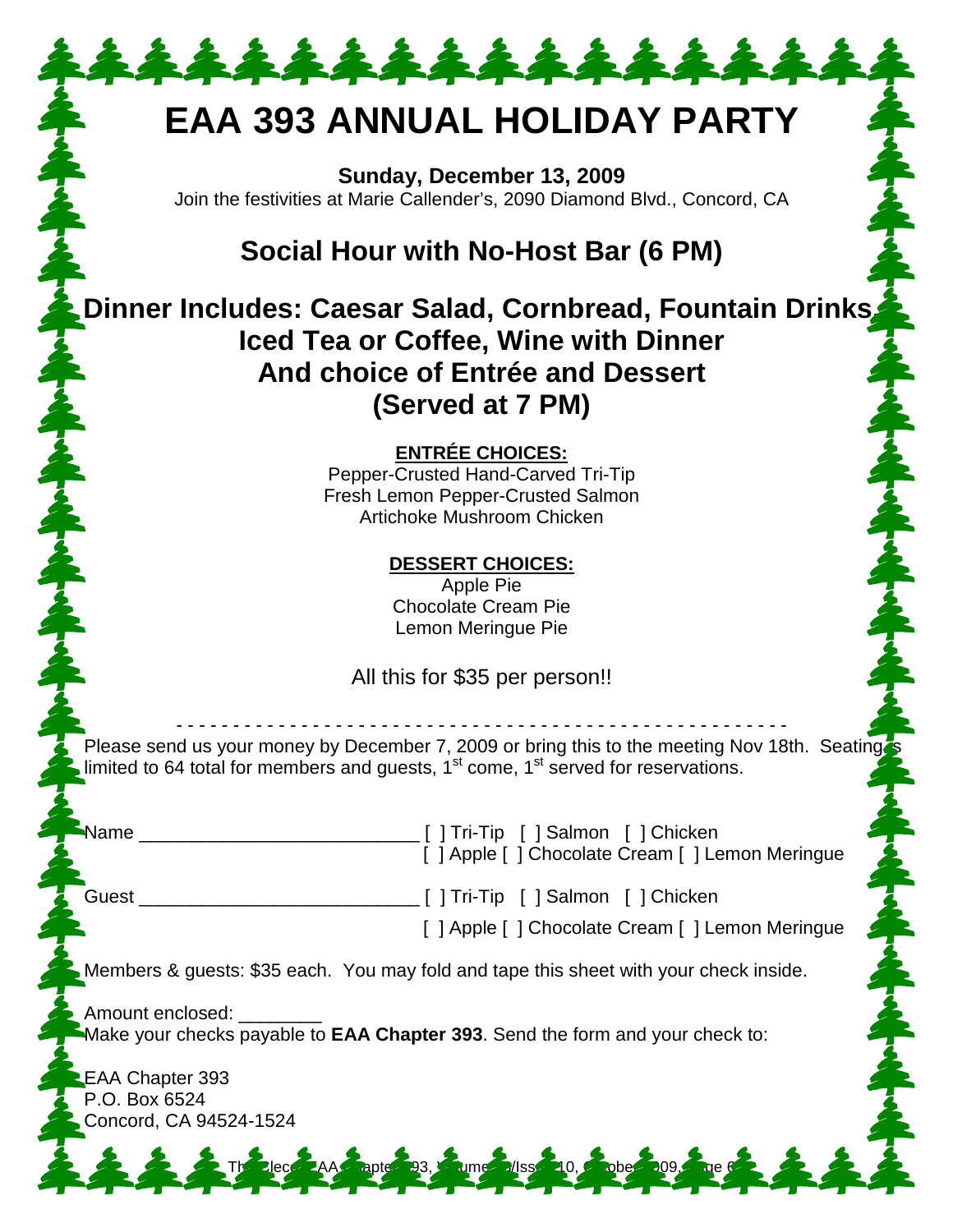# EAA 393 ANNUAL HOLIDAY PARTY

**Sunday, December 13, 2009**

Join the festivities at Marie Callender's, 2090 Diamond Blvd., Concord, CA

## Social Hour with No-Host Bar (6 PM)

## Dinner Includes: Caesar Salad, Cornbread, Fountain Drinks, Iced Tea or Coffee, Wine with Dinner And choice of Entrée and Dessert (Served at 7 PM)

**ENTRÉE CHOICES:**

Pepper-Crusted Hand-Carved Tri-Tip
Fresh Lemon Pepper-Crusted Salmon
Artichoke Mushroom Chicken

**DESSERT CHOICES:**

Apple Pie
Chocolate Cream Pie
Lemon Meringue Pie

All this for $35 per person!!

- - - - - - - - - - - - - - - - - - - - - - - - - - - - - - - - - - - - - - - - - - - - - - - - - - - -

Please send us your money by December 7, 2009 or bring this to the meeting Nov 18th. Seating is limited to 64 total for members and guests, 1st come, 1st served for reservations.

Name __________________________ [ ] Tri-Tip [ ] Salmon [ ] Chicken
[ ] Apple [ ] Chocolate Cream [ ] Lemon Meringue

Guest __________________________ [ ] Tri-Tip [ ] Salmon [ ] Chicken
[ ] Apple [ ] Chocolate Cream [ ] Lemon Meringue

Members & guests: $35 each. You may fold and tape this sheet with your check inside.

Amount enclosed: ________

Make your checks payable to **EAA Chapter 393**. Send the form and your check to:

EAA Chapter 393
P.O. Box 6524
Concord, CA 94524-1524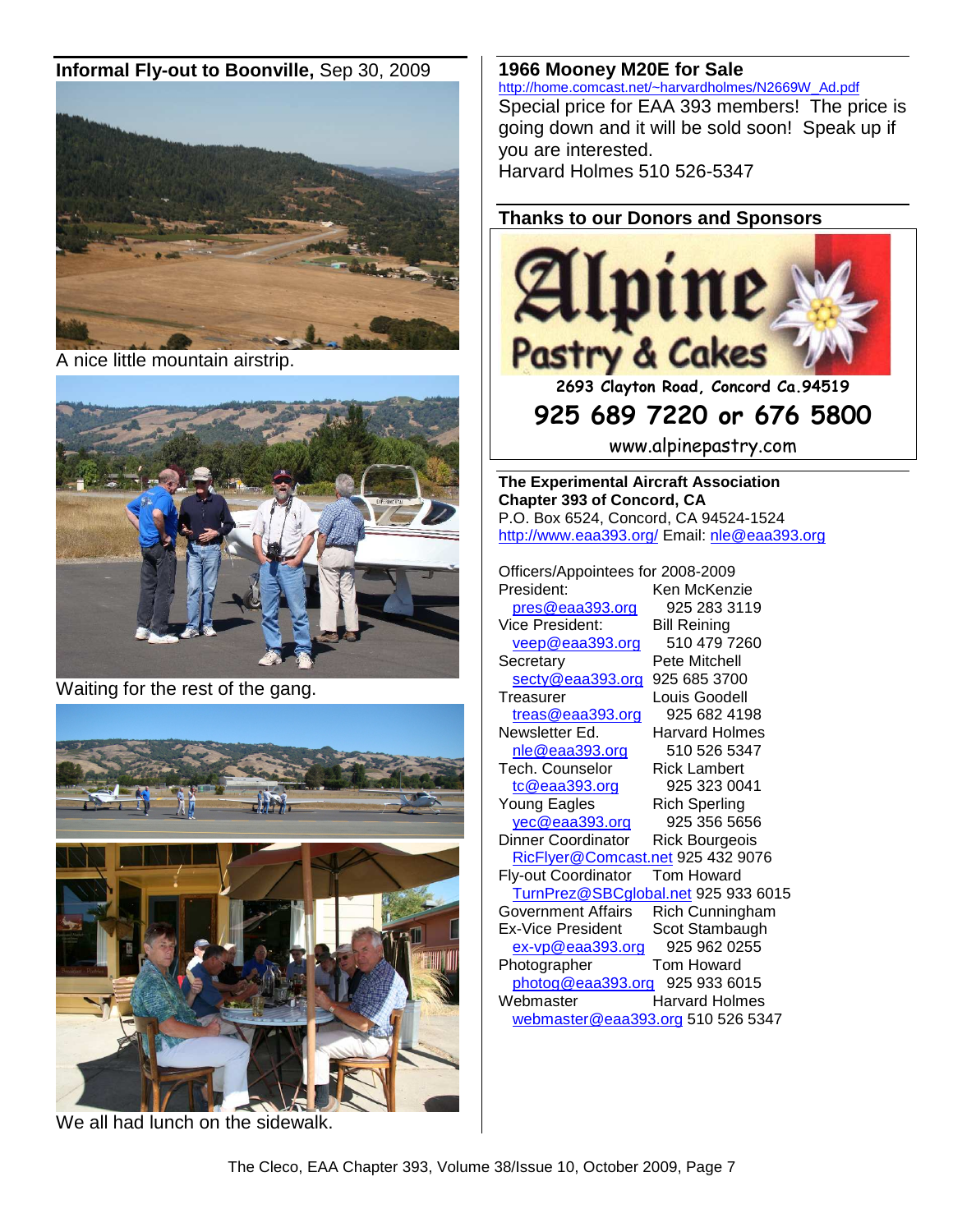## Informal Fly-out to Boonville, Sep 30, 2009

A nice little mountain airstrip.

Waiting for the rest of the gang.

We all had lunch on the sidewalk.

## 1966 Mooney M20E for Sale

http://home.comcast.net/~harvardholmes/N2669W_Ad.pdf

Special price for EAA 393 members! The price is going down and it will be sold soon! Speak up if you are interested.

Harvard Holmes 510 526-5347

## Thanks to our Donors and Sponsors

**Alpine Pastry & Cakes**

2693 Clayton Road, Concord Ca.94519

**925 689 7220 or 676 5800**

www.alpinepastry.com

**The Experimental Aircraft Association**
**Chapter 393 of Concord, CA**
P.O. Box 6524, Concord, CA 94524-1524
http://www.eaa393.org/ Email: nle@eaa393.org

Officers/Appointees for 2008-2009

| Position | Name / Contact |
|---|---|
| President: | Ken McKenzie |
| pres@eaa393.org | 925 283 3119 |
| Vice President: | Bill Reining |
| veep@eaa393.org | 510 479 7260 |
| Secretary | Pete Mitchell |
| secty@eaa393.org | 925 685 3700 |
| Treasurer | Louis Goodell |
| treas@eaa393.org | 925 682 4198 |
| Newsletter Ed. | Harvard Holmes |
| nle@eaa393.org | 510 526 5347 |
| Tech. Counselor | Rick Lambert |
| tc@eaa393.org | 925 323 0041 |
| Young Eagles | Rich Sperling |
| yec@eaa393.org | 925 356 5656 |
| Dinner Coordinator | Rick Bourgeois |
| RicFlyer@Comcast.net | 925 432 9076 |
| Fly-out Coordinator | Tom Howard |
| TurnPrez@SBCglobal.net | 925 933 6015 |
| Government Affairs | Rich Cunningham |
| Ex-Vice President | Scot Stambaugh |
| ex-vp@eaa393.org | 925 962 0255 |
| Photographer | Tom Howard |
| photog@eaa393.org | 925 933 6015 |
| Webmaster | Harvard Holmes |
| webmaster@eaa393.org | 510 526 5347 |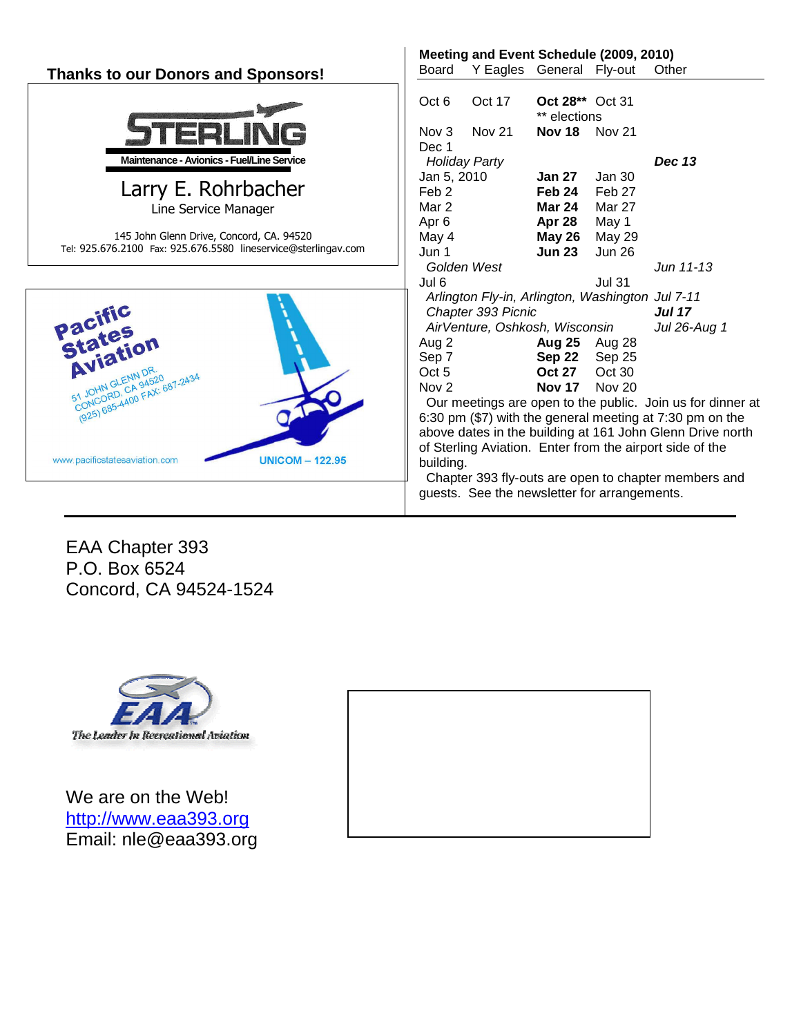## Thanks to our Donors and Sponsors!

STERLING
Maintenance - Avionics - Fuel/Line Service

Larry E. Rohrbacher
Line Service Manager

145 John Glenn Drive, Concord, CA. 94520
Tel: 925.676.2100 Fax: 925.676.5580 lineservice@sterlingav.com

Pacific States Aviation
51 JOHN GLENN DR.
CONCORD, CA 94520
(925) 685-4400 FAX: 687-2434
www.pacificstatesaviation.com
UNICOM – 122.95

## Meeting and Event Schedule (2009, 2010)

| Board | Y Eagles | General | Fly-out | Other |
|---|---|---|---|---|
| Oct 6 | Oct 17 | **Oct 28**** ** elections | Oct 31 | |
| Nov 3 | Nov 21 | **Nov 18** | Nov 21 | |
| Dec 1 | | | | |
| *Holiday Party* | | | | ***Dec 13*** |
| Jan 5, 2010 | | **Jan 27** | Jan 30 | |
| Feb 2 | | **Feb 24** | Feb 27 | |
| Mar 2 | | **Mar 24** | Mar 27 | |
| Apr 6 | | **Apr 28** | May 1 | |
| May 4 | | **May 26** | May 29 | |
| Jun 1 | | **Jun 23** | Jun 26 | |
| *Golden West* | | | | *Jun 11-13* |
| Jul 6 | | | Jul 31 | |
| *Arlington Fly-in, Arlington, Washington* | | | | *Jul 7-11* |
| *Chapter 393 Picnic* | | | | ***Jul 17*** |
| *AirVenture, Oshkosh, Wisconsin* | | | | *Jul 26-Aug 1* |
| Aug 2 | | **Aug 25** | Aug 28 | |
| Sep 7 | | **Sep 22** | Sep 25 | |
| Oct 5 | | **Oct 27** | Oct 30 | |
| Nov 2 | | **Nov 17** | Nov 20 | |

Our meetings are open to the public. Join us for dinner at 6:30 pm ($7) with the general meeting at 7:30 pm on the above dates in the building at 161 John Glenn Drive north of Sterling Aviation. Enter from the airport side of the building.

Chapter 393 fly-outs are open to chapter members and guests. See the newsletter for arrangements.

EAA Chapter 393
P.O. Box 6524
Concord, CA 94524-1524

EAA
The Leader In Recreational Aviation

We are on the Web!
http://www.eaa393.org
Email: nle@eaa393.org